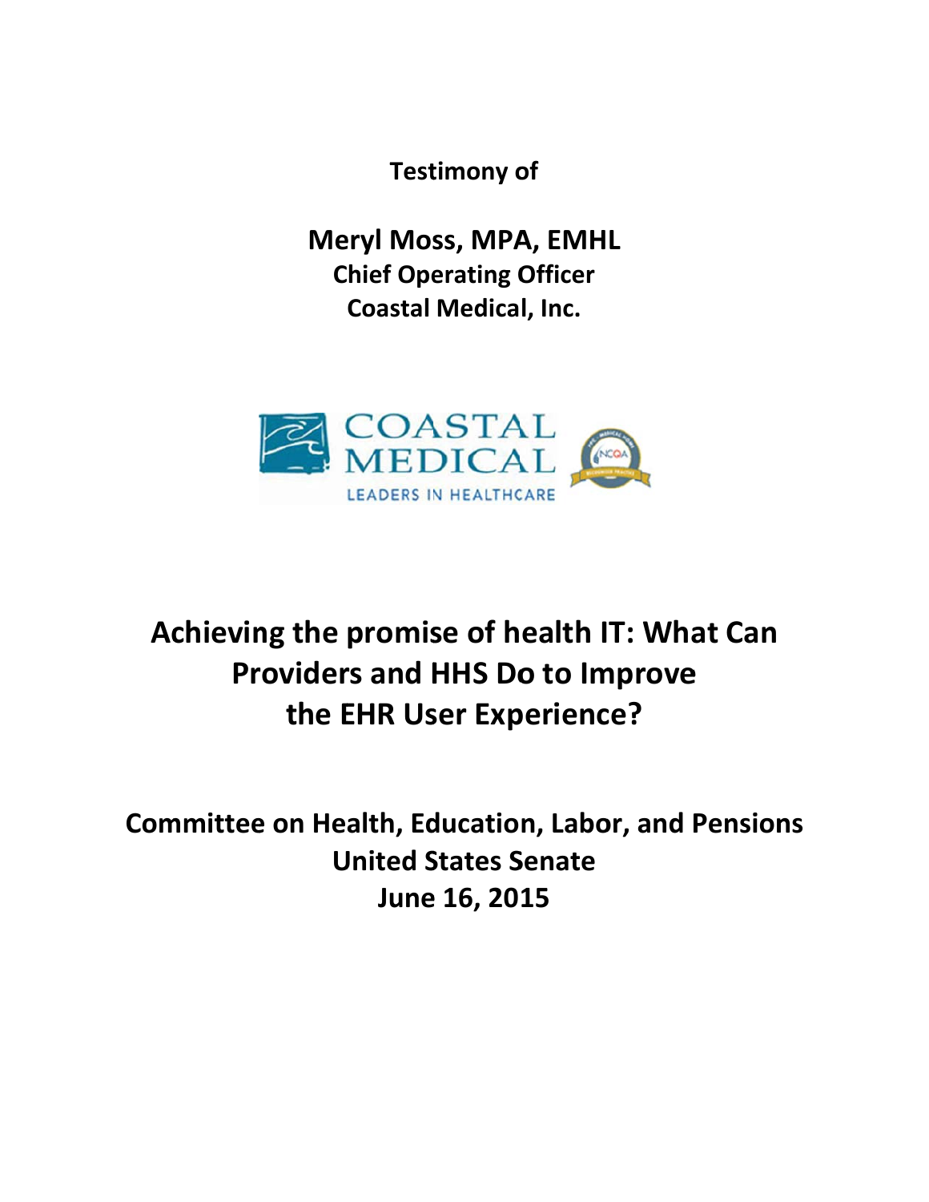**Testimony of**

# Meryl Moss, MPA, EMHL

**Chief Operating Officer**
**Coastal Medical, Inc.**

# Achieving the promise of health IT: What Can Providers and HHS Do to Improve the EHR User Experience?

## Committee on Health, Education, Labor, and Pensions
## United States Senate
## June 16, 2015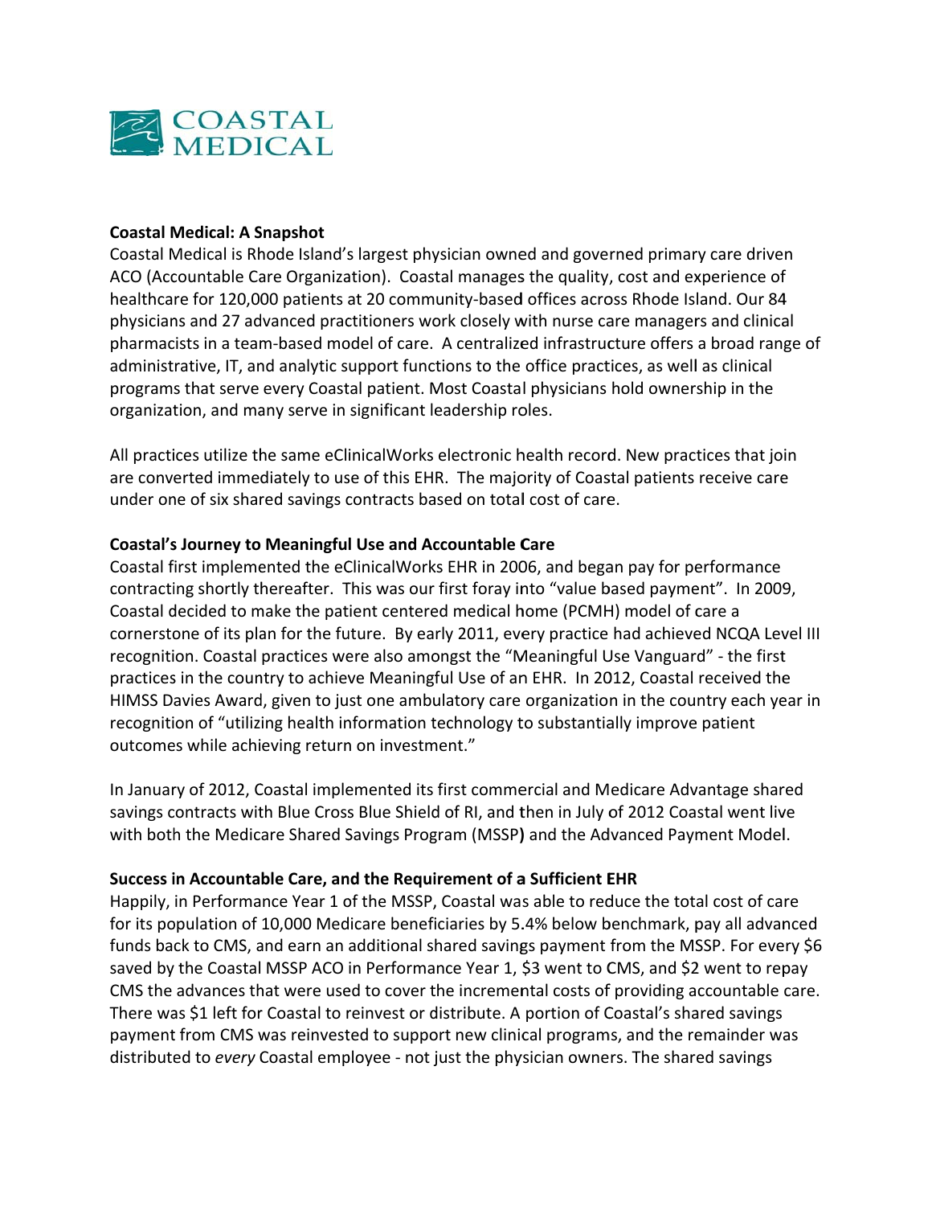**COASTAL MEDICAL**

**Coastal Medical: A Snapshot**

Coastal Medical is Rhode Island's largest physician owned and governed primary care driven ACO (Accountable Care Organization). Coastal manages the quality, cost and experience of healthcare for 120,000 patients at 20 community-based offices across Rhode Island. Our 84 physicians and 27 advanced practitioners work closely with nurse care managers and clinical pharmacists in a team-based model of care. A centralized infrastructure offers a broad range of administrative, IT, and analytic support functions to the office practices, as well as clinical programs that serve every Coastal patient. Most Coastal physicians hold ownership in the organization, and many serve in significant leadership roles.

All practices utilize the same eClinicalWorks electronic health record. New practices that join are converted immediately to use of this EHR. The majority of Coastal patients receive care under one of six shared savings contracts based on total cost of care.

**Coastal's Journey to Meaningful Use and Accountable Care**

Coastal first implemented the eClinicalWorks EHR in 2006, and began pay for performance contracting shortly thereafter. This was our first foray into "value based payment". In 2009, Coastal decided to make the patient centered medical home (PCMH) model of care a cornerstone of its plan for the future. By early 2011, every practice had achieved NCQA Level III recognition. Coastal practices were also amongst the "Meaningful Use Vanguard" - the first practices in the country to achieve Meaningful Use of an EHR. In 2012, Coastal received the HIMSS Davies Award, given to just one ambulatory care organization in the country each year in recognition of "utilizing health information technology to substantially improve patient outcomes while achieving return on investment."

In January of 2012, Coastal implemented its first commercial and Medicare Advantage shared savings contracts with Blue Cross Blue Shield of RI, and then in July of 2012 Coastal went live with both the Medicare Shared Savings Program (MSSP**)** and the Advanced Payment Model.

**Success in Accountable Care, and the Requirement of a Sufficient EHR**

Happily, in Performance Year 1 of the MSSP, Coastal was able to reduce the total cost of care for its population of 10,000 Medicare beneficiaries by 5.4% below benchmark, pay all advanced funds back to CMS, and earn an additional shared savings payment from the MSSP. For every $6 saved by the Coastal MSSP ACO in Performance Year 1, $3 went to CMS, and $2 went to repay CMS the advances that were used to cover the incremental costs of providing accountable care. There was $1 left for Coastal to reinvest or distribute. A portion of Coastal's shared savings payment from CMS was reinvested to support new clinical programs, and the remainder was distributed to *every* Coastal employee - not just the physician owners. The shared savings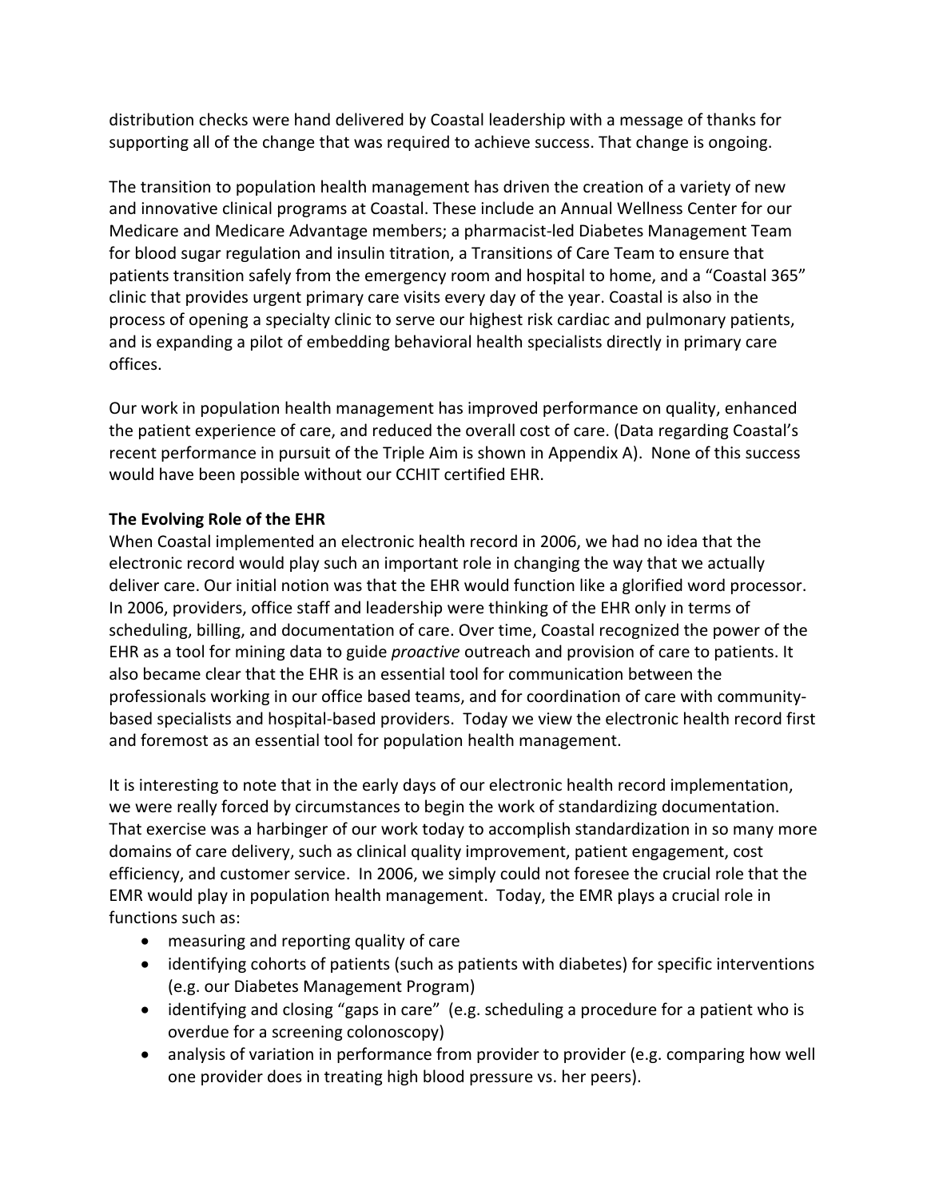distribution checks were hand delivered by Coastal leadership with a message of thanks for supporting all of the change that was required to achieve success. That change is ongoing.

The transition to population health management has driven the creation of a variety of new and innovative clinical programs at Coastal. These include an Annual Wellness Center for our Medicare and Medicare Advantage members; a pharmacist-led Diabetes Management Team for blood sugar regulation and insulin titration, a Transitions of Care Team to ensure that patients transition safely from the emergency room and hospital to home, and a "Coastal 365" clinic that provides urgent primary care visits every day of the year. Coastal is also in the process of opening a specialty clinic to serve our highest risk cardiac and pulmonary patients, and is expanding a pilot of embedding behavioral health specialists directly in primary care offices.

Our work in population health management has improved performance on quality, enhanced the patient experience of care, and reduced the overall cost of care. (Data regarding Coastal's recent performance in pursuit of the Triple Aim is shown in Appendix A). None of this success would have been possible without our CCHIT certified EHR.

**The Evolving Role of the EHR**

When Coastal implemented an electronic health record in 2006, we had no idea that the electronic record would play such an important role in changing the way that we actually deliver care. Our initial notion was that the EHR would function like a glorified word processor. In 2006, providers, office staff and leadership were thinking of the EHR only in terms of scheduling, billing, and documentation of care. Over time, Coastal recognized the power of the EHR as a tool for mining data to guide *proactive* outreach and provision of care to patients. It also became clear that the EHR is an essential tool for communication between the professionals working in our office based teams, and for coordination of care with community-based specialists and hospital-based providers. Today we view the electronic health record first and foremost as an essential tool for population health management.

It is interesting to note that in the early days of our electronic health record implementation, we were really forced by circumstances to begin the work of standardizing documentation. That exercise was a harbinger of our work today to accomplish standardization in so many more domains of care delivery, such as clinical quality improvement, patient engagement, cost efficiency, and customer service. In 2006, we simply could not foresee the crucial role that the EMR would play in population health management. Today, the EMR plays a crucial role in functions such as:

- measuring and reporting quality of care
- identifying cohorts of patients (such as patients with diabetes) for specific interventions (e.g. our Diabetes Management Program)
- identifying and closing "gaps in care" (e.g. scheduling a procedure for a patient who is overdue for a screening colonoscopy)
- analysis of variation in performance from provider to provider (e.g. comparing how well one provider does in treating high blood pressure vs. her peers).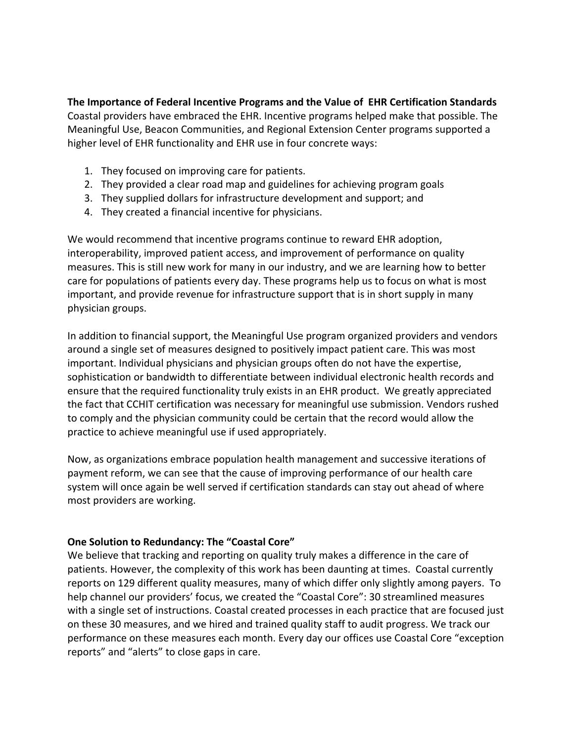**The Importance of Federal Incentive Programs and the Value of EHR Certification Standards**

Coastal providers have embraced the EHR. Incentive programs helped make that possible. The Meaningful Use, Beacon Communities, and Regional Extension Center programs supported a higher level of EHR functionality and EHR use in four concrete ways:

1. They focused on improving care for patients.
2. They provided a clear road map and guidelines for achieving program goals
3. They supplied dollars for infrastructure development and support; and
4. They created a financial incentive for physicians.

We would recommend that incentive programs continue to reward EHR adoption, interoperability, improved patient access, and improvement of performance on quality measures. This is still new work for many in our industry, and we are learning how to better care for populations of patients every day. These programs help us to focus on what is most important, and provide revenue for infrastructure support that is in short supply in many physician groups.

In addition to financial support, the Meaningful Use program organized providers and vendors around a single set of measures designed to positively impact patient care. This was most important. Individual physicians and physician groups often do not have the expertise, sophistication or bandwidth to differentiate between individual electronic health records and ensure that the required functionality truly exists in an EHR product. We greatly appreciated the fact that CCHIT certification was necessary for meaningful use submission. Vendors rushed to comply and the physician community could be certain that the record would allow the practice to achieve meaningful use if used appropriately.

Now, as organizations embrace population health management and successive iterations of payment reform, we can see that the cause of improving performance of our health care system will once again be well served if certification standards can stay out ahead of where most providers are working.

**One Solution to Redundancy: The "Coastal Core"**

We believe that tracking and reporting on quality truly makes a difference in the care of patients. However, the complexity of this work has been daunting at times. Coastal currently reports on 129 different quality measures, many of which differ only slightly among payers. To help channel our providers' focus, we created the "Coastal Core": 30 streamlined measures with a single set of instructions. Coastal created processes in each practice that are focused just on these 30 measures, and we hired and trained quality staff to audit progress. We track our performance on these measures each month. Every day our offices use Coastal Core "exception reports" and "alerts" to close gaps in care.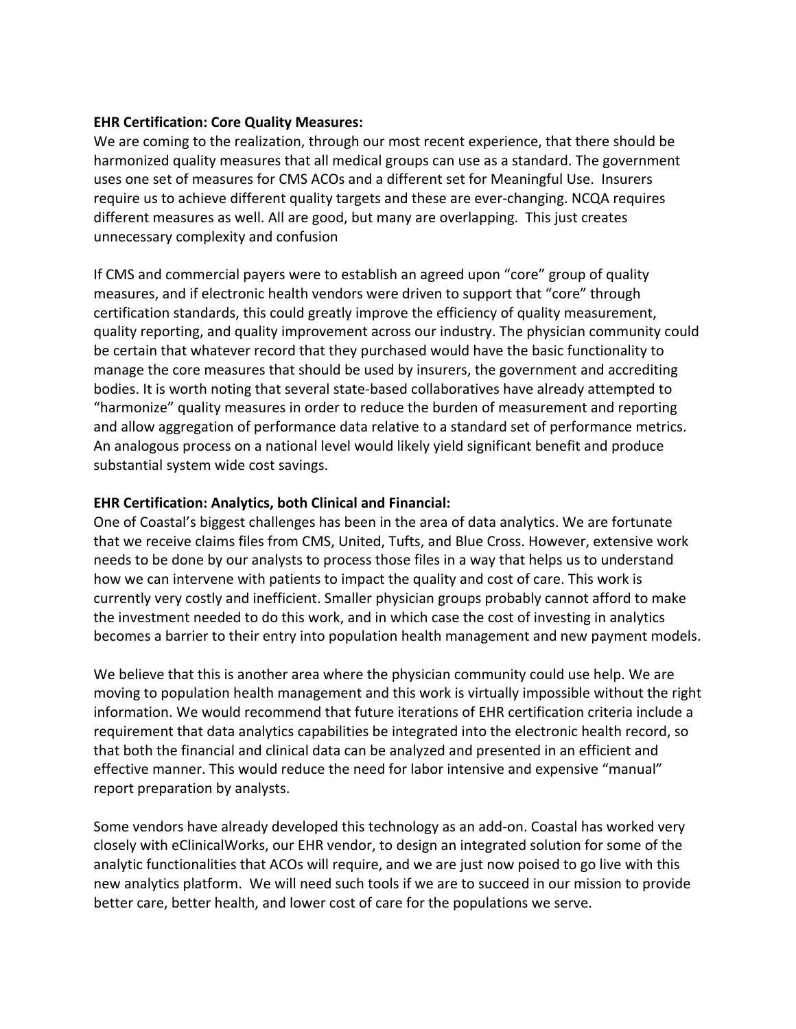**EHR Certification: Core Quality Measures:**

We are coming to the realization, through our most recent experience, that there should be harmonized quality measures that all medical groups can use as a standard. The government uses one set of measures for CMS ACOs and a different set for Meaningful Use. Insurers require us to achieve different quality targets and these are ever-changing. NCQA requires different measures as well. All are good, but many are overlapping. This just creates unnecessary complexity and confusion

If CMS and commercial payers were to establish an agreed upon "core" group of quality measures, and if electronic health vendors were driven to support that "core" through certification standards, this could greatly improve the efficiency of quality measurement, quality reporting, and quality improvement across our industry. The physician community could be certain that whatever record that they purchased would have the basic functionality to manage the core measures that should be used by insurers, the government and accrediting bodies. It is worth noting that several state-based collaboratives have already attempted to "harmonize" quality measures in order to reduce the burden of measurement and reporting and allow aggregation of performance data relative to a standard set of performance metrics. An analogous process on a national level would likely yield significant benefit and produce substantial system wide cost savings.

**EHR Certification: Analytics, both Clinical and Financial:**

One of Coastal's biggest challenges has been in the area of data analytics. We are fortunate that we receive claims files from CMS, United, Tufts, and Blue Cross. However, extensive work needs to be done by our analysts to process those files in a way that helps us to understand how we can intervene with patients to impact the quality and cost of care. This work is currently very costly and inefficient. Smaller physician groups probably cannot afford to make the investment needed to do this work, and in which case the cost of investing in analytics becomes a barrier to their entry into population health management and new payment models.

We believe that this is another area where the physician community could use help. We are moving to population health management and this work is virtually impossible without the right information. We would recommend that future iterations of EHR certification criteria include a requirement that data analytics capabilities be integrated into the electronic health record, so that both the financial and clinical data can be analyzed and presented in an efficient and effective manner. This would reduce the need for labor intensive and expensive "manual" report preparation by analysts.

Some vendors have already developed this technology as an add-on. Coastal has worked very closely with eClinicalWorks, our EHR vendor, to design an integrated solution for some of the analytic functionalities that ACOs will require, and we are just now poised to go live with this new analytics platform. We will need such tools if we are to succeed in our mission to provide better care, better health, and lower cost of care for the populations we serve.